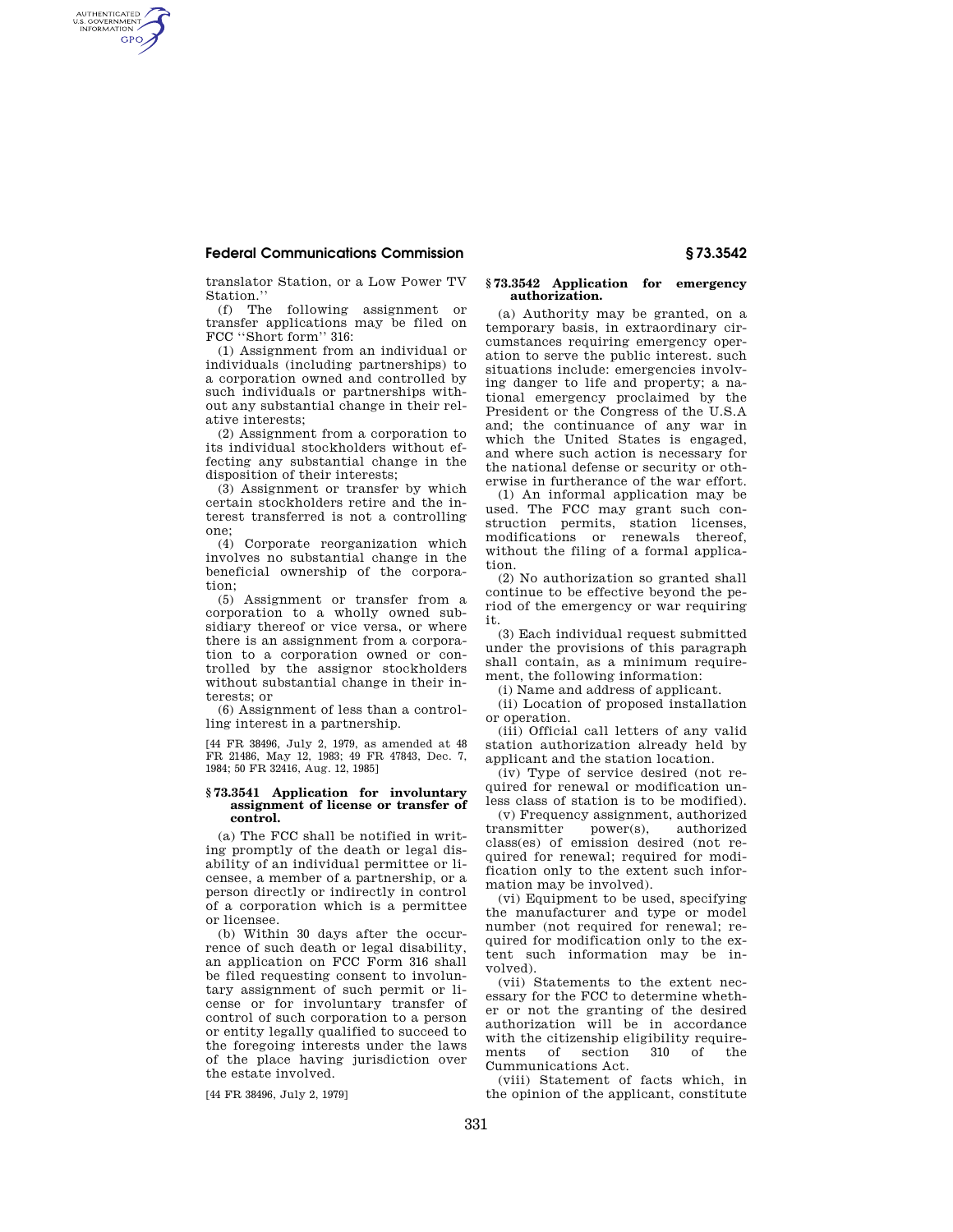translator Station, or a Low Power TV Station.''

(f) The following assignment or transfer applications may be filed on FCC ''Short form'' 316:

(1) Assignment from an individual or individuals (including partnerships) to a corporation owned and controlled by such individuals or partnerships without any substantial change in their relative interests;

(2) Assignment from a corporation to its individual stockholders without effecting any substantial change in the disposition of their interests;

(3) Assignment or transfer by which certain stockholders retire and the interest transferred is not a controlling one;

(4) Corporate reorganization which involves no substantial change in the beneficial ownership of the corporation;

(5) Assignment or transfer from a corporation to a wholly owned subsidiary thereof or vice versa, or where there is an assignment from a corporation to a corporation owned or controlled by the assignor stockholders without substantial change in their interests; or

(6) Assignment of less than a controlling interest in a partnership.

[44 FR 38496, July 2, 1979, as amended at 48 FR 21486, May 12, 1983; 49 FR 47843, Dec. 7, 1984; 50 FR 32416, Aug. 12, 1985]

### § 73.3541 Application for involuntary assignment of license or transfer of control.

(a) The FCC shall be notified in writing promptly of the death or legal disability of an individual permittee or licensee, a member of a partnership, or a person directly or indirectly in control of a corporation which is a permittee or licensee.

(b) Within 30 days after the occurrence of such death or legal disability, an application on FCC Form 316 shall be filed requesting consent to involuntary assignment of such permit or license or for involuntary transfer of control of such corporation to a person or entity legally qualified to succeed to the foregoing interests under the laws of the place having jurisdiction over the estate involved.

[44 FR 38496, July 2, 1979]

### § 73.3542 Application for emergency authorization.

(a) Authority may be granted, on a temporary basis, in extraordinary circumstances requiring emergency operation to serve the public interest. such situations include: emergencies involving danger to life and property; a national emergency proclaimed by the President or the Congress of the U.S.A and; the continuance of any war in which the United States is engaged, and where such action is necessary for the national defense or security or otherwise in furtherance of the war effort.

(1) An informal application may be used. The FCC may grant such construction permits, station licenses, modifications or renewals thereof, without the filing of a formal application.

(2) No authorization so granted shall continue to be effective beyond the period of the emergency or war requiring it.

(3) Each individual request submitted under the provisions of this paragraph shall contain, as a minimum requirement, the following information:

(i) Name and address of applicant.

(ii) Location of proposed installation or operation.

(iii) Official call letters of any valid station authorization already held by applicant and the station location.

(iv) Type of service desired (not required for renewal or modification unless class of station is to be modified).

(v) Frequency assignment, authorized transmitter power(s), authorized class(es) of emission desired (not required for renewal; required for modification only to the extent such information may be involved).

(vi) Equipment to be used, specifying the manufacturer and type or model number (not required for renewal; required for modification only to the extent such information may be involved).

(vii) Statements to the extent necessary for the FCC to determine whether or not the granting of the desired authorization will be in accordance with the citizenship eligibility requirements of section 310 of the Cummunications Act.

(viii) Statement of facts which, in the opinion of the applicant, constitute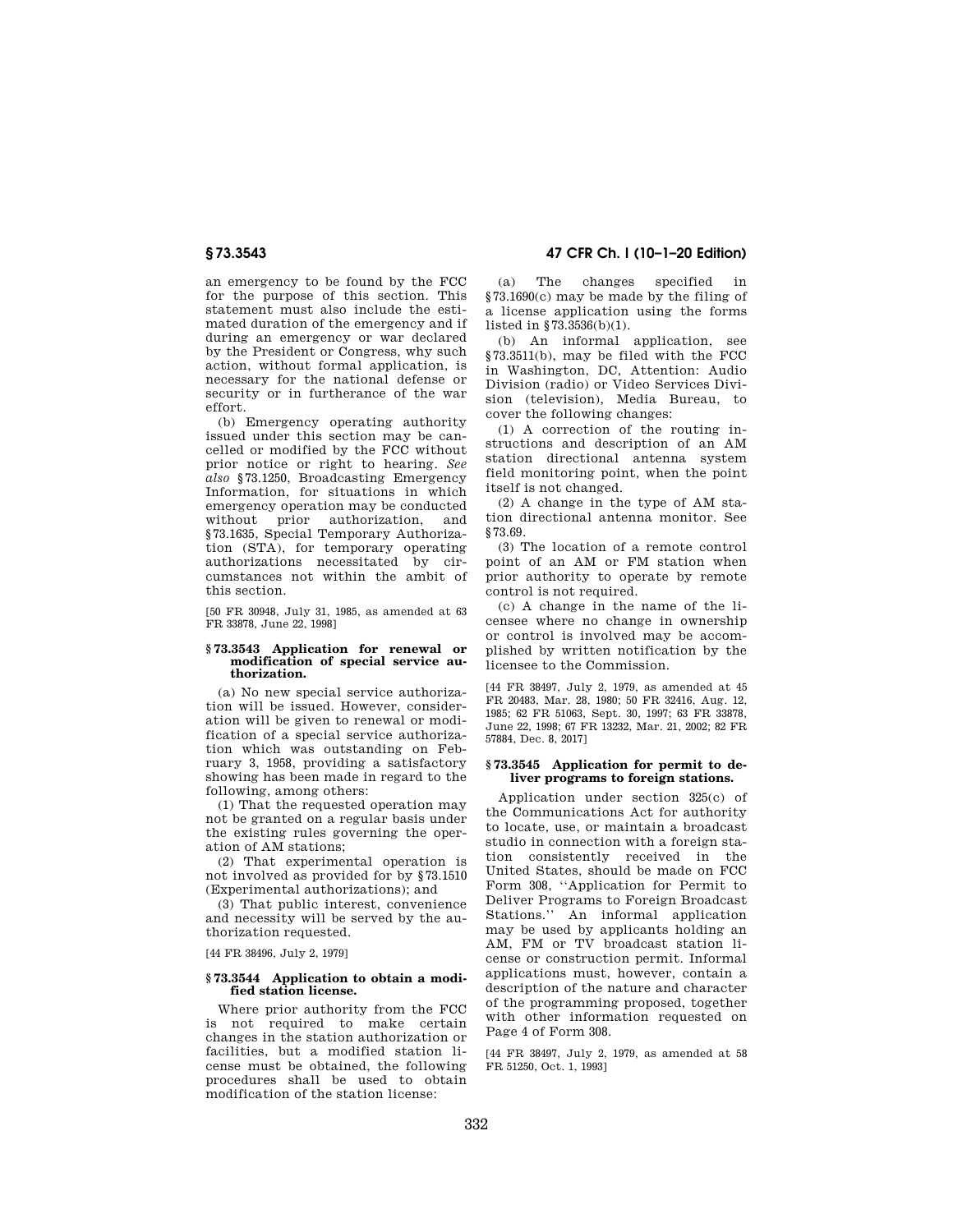an emergency to be found by the FCC for the purpose of this section. This statement must also include the estimated duration of the emergency and if during an emergency or war declared by the President or Congress, why such action, without formal application, is necessary for the national defense or security or in furtherance of the war effort.

(b) Emergency operating authority issued under this section may be cancelled or modified by the FCC without prior notice or right to hearing. *See also* §73.1250, Broadcasting Emergency Information, for situations in which emergency operation may be conducted without prior authorization, and §73.1635, Special Temporary Authorization (STA), for temporary operating authorizations necessitated by circumstances not within the ambit of this section.

[50 FR 30948, July 31, 1985, as amended at 63 FR 33878, June 22, 1998]

### §73.3543 Application for renewal or modification of special service authorization.

(a) No new special service authorization will be issued. However, consideration will be given to renewal or modification of a special service authorization which was outstanding on February 3, 1958, providing a satisfactory showing has been made in regard to the following, among others:

(1) That the requested operation may not be granted on a regular basis under the existing rules governing the operation of AM stations;

(2) That experimental operation is not involved as provided for by §73.1510 (Experimental authorizations); and

(3) That public interest, convenience and necessity will be served by the authorization requested.

[44 FR 38496, July 2, 1979]

### §73.3544 Application to obtain a modified station license.

Where prior authority from the FCC is not required to make certain changes in the station authorization or facilities, but a modified station license must be obtained, the following procedures shall be used to obtain modification of the station license:

(a) The changes specified in §73.1690(c) may be made by the filing of a license application using the forms listed in §73.3536(b)(1).

(b) An informal application, see §73.3511(b), may be filed with the FCC in Washington, DC, Attention: Audio Division (radio) or Video Services Division (television), Media Bureau, to cover the following changes:

(1) A correction of the routing instructions and description of an AM station directional antenna system field monitoring point, when the point itself is not changed.

(2) A change in the type of AM station directional antenna monitor. See §73.69.

(3) The location of a remote control point of an AM or FM station when prior authority to operate by remote control is not required.

(c) A change in the name of the licensee where no change in ownership or control is involved may be accomplished by written notification by the licensee to the Commission.

[44 FR 38497, July 2, 1979, as amended at 45 FR 20483, Mar. 28, 1980; 50 FR 32416, Aug. 12, 1985; 62 FR 51063, Sept. 30, 1997; 63 FR 33878, June 22, 1998; 67 FR 13232, Mar. 21, 2002; 82 FR 57884, Dec. 8, 2017]

### §73.3545 Application for permit to deliver programs to foreign stations.

Application under section 325(c) of the Communications Act for authority to locate, use, or maintain a broadcast studio in connection with a foreign station consistently received in the United States, should be made on FCC Form 308, ''Application for Permit to Deliver Programs to Foreign Broadcast Stations.'' An informal application may be used by applicants holding an AM, FM or TV broadcast station license or construction permit. Informal applications must, however, contain a description of the nature and character of the programming proposed, together with other information requested on Page 4 of Form 308.

[44 FR 38497, July 2, 1979, as amended at 58 FR 51250, Oct. 1, 1993]